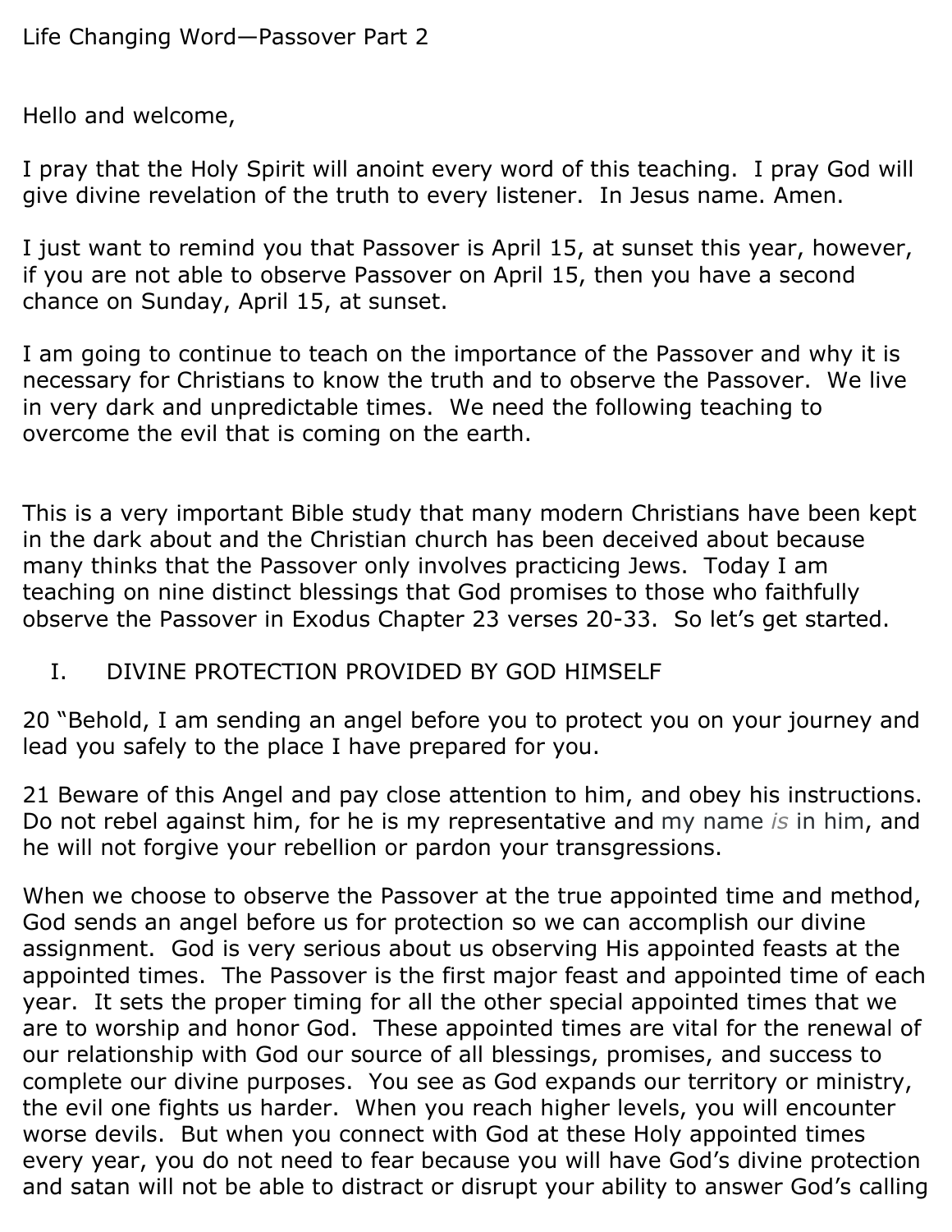Life Changing Word—Passover Part 2

Hello and welcome,

I pray that the Holy Spirit will anoint every word of this teaching. I pray God will give divine revelation of the truth to every listener. In Jesus name. Amen.

I just want to remind you that Passover is April 15, at sunset this year, however, if you are not able to observe Passover on April 15, then you have a second chance on Sunday, April 15, at sunset.

I am going to continue to teach on the importance of the Passover and why it is necessary for Christians to know the truth and to observe the Passover. We live in very dark and unpredictable times. We need the following teaching to overcome the evil that is coming on the earth.

This is a very important Bible study that many modern Christians have been kept in the dark about and the Christian church has been deceived about because many thinks that the Passover only involves practicing Jews. Today I am teaching on nine distinct blessings that God promises to those who faithfully observe the Passover in Exodus Chapter 23 verses 20-33. So let's get started.

I. DIVINE PROTECTION PROVIDED BY GOD HIMSELF

20 "Behold, I am sending an angel before you to protect you on your journey and lead you safely to the place I have prepared for you.

21 Beware of this Angel and pay close attention to him, and obey his instructions. Do not rebel against him, for he is my representative and my name *is* in him, and he will not forgive your rebellion or pardon your transgressions.

When we choose to observe the Passover at the true appointed time and method, God sends an angel before us for protection so we can accomplish our divine assignment. God is very serious about us observing His appointed feasts at the appointed times. The Passover is the first major feast and appointed time of each year. It sets the proper timing for all the other special appointed times that we are to worship and honor God. These appointed times are vital for the renewal of our relationship with God our source of all blessings, promises, and success to complete our divine purposes. You see as God expands our territory or ministry, the evil one fights us harder. When you reach higher levels, you will encounter worse devils. But when you connect with God at these Holy appointed times every year, you do not need to fear because you will have God's divine protection and satan will not be able to distract or disrupt your ability to answer God's calling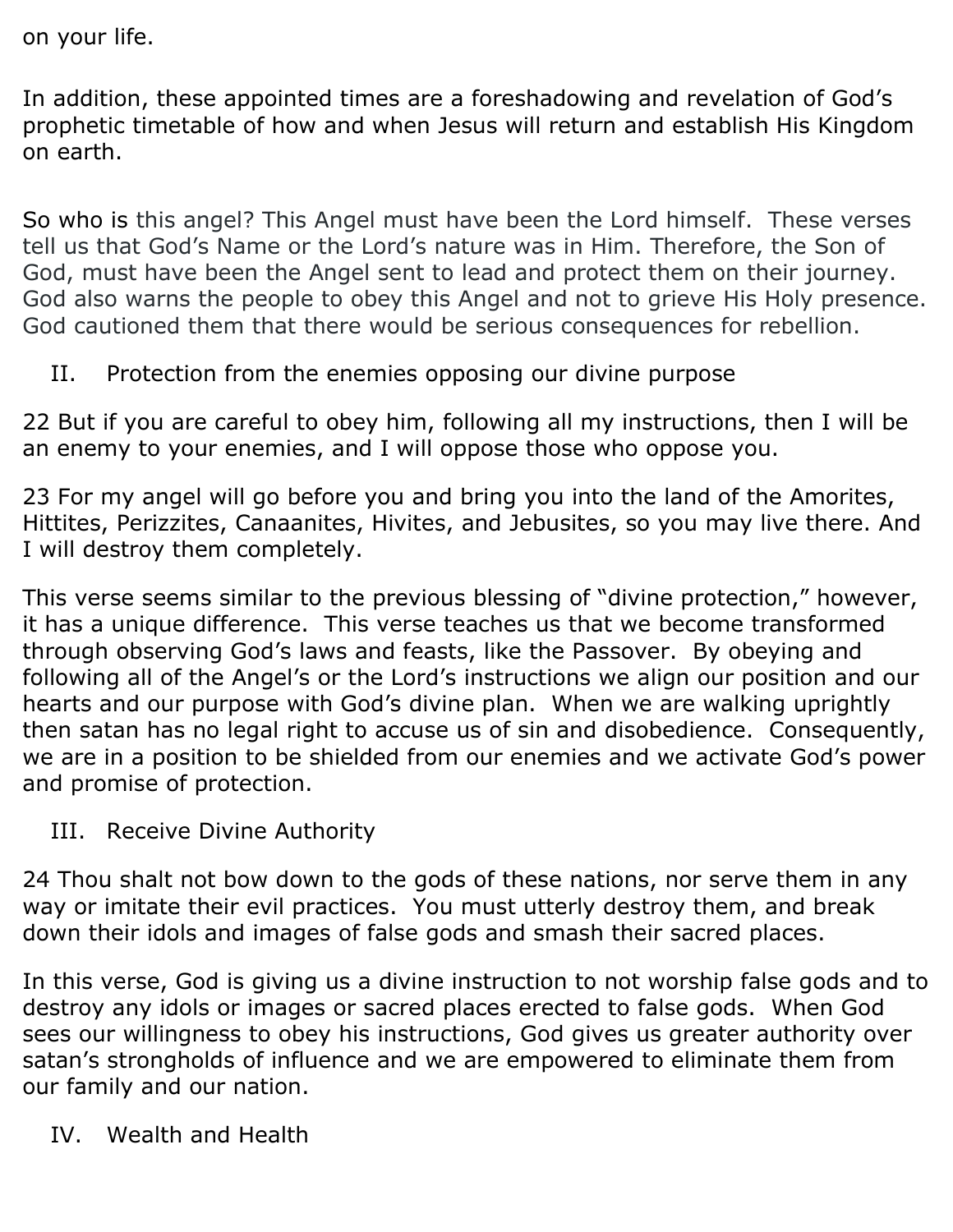on your life.

In addition, these appointed times are a foreshadowing and revelation of God's prophetic timetable of how and when Jesus will return and establish His Kingdom on earth.

So who is this angel? This Angel must have been the Lord himself. These verses tell us that God's Name or the Lord's nature was in Him. Therefore, the Son of God, must have been the Angel sent to lead and protect them on their journey. God also warns the people to obey this Angel and not to grieve His Holy presence. God cautioned them that there would be serious consequences for rebellion.

II. Protection from the enemies opposing our divine purpose

22 But if you are careful to obey him, following all my instructions, then I will be an enemy to your enemies, and I will oppose those who oppose you.

23 For my angel will go before you and bring you into the land of the Amorites, Hittites, Perizzites, Canaanites, Hivites, and Jebusites, so you may live there. And I will destroy them completely.

This verse seems similar to the previous blessing of "divine protection," however, it has a unique difference. This verse teaches us that we become transformed through observing God's laws and feasts, like the Passover. By obeying and following all of the Angel's or the Lord's instructions we align our position and our hearts and our purpose with God's divine plan. When we are walking uprightly then satan has no legal right to accuse us of sin and disobedience. Consequently, we are in a position to be shielded from our enemies and we activate God's power and promise of protection.

III. Receive Divine Authority

24 Thou shalt not bow down to the gods of these nations, nor serve them in any way or imitate their evil practices. You must utterly destroy them, and break down their idols and images of false gods and smash their sacred places.

In this verse, God is giving us a divine instruction to not worship false gods and to destroy any idols or images or sacred places erected to false gods. When God sees our willingness to obey his instructions, God gives us greater authority over satan's strongholds of influence and we are empowered to eliminate them from our family and our nation.

IV. Wealth and Health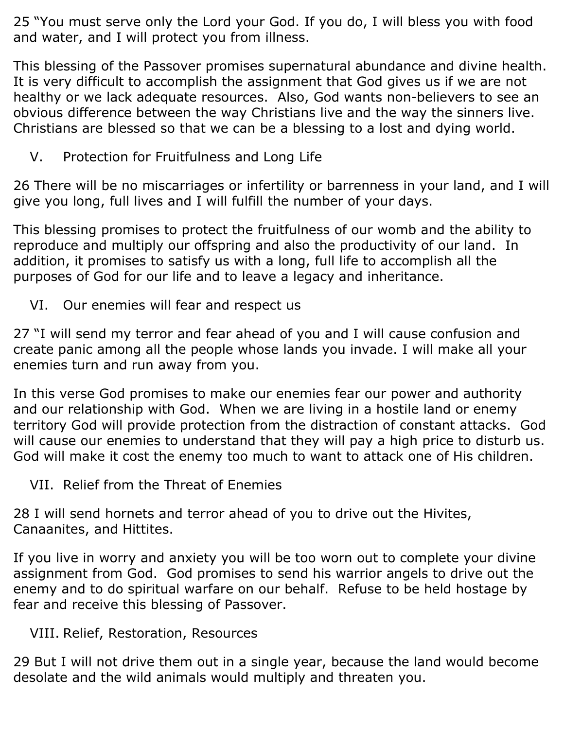25 “You must serve only the Lord your God. If you do, I will bless you with food and water, and I will protect you from illness.

This blessing of the Passover promises supernatural abundance and divine health. It is very difficult to accomplish the assignment that God gives us if we are not healthy or we lack adequate resources. Also, God wants non-believers to see an obvious difference between the way Christians live and the way the sinners live. Christians are blessed so that we can be a blessing to a lost and dying world.

## V. Protection for Fruitfulness and Long Life

26 There will be no miscarriages or infertility or barrenness in your land, and I will give you long, full lives and I will fulfill the number of your days.

This blessing promises to protect the fruitfulness of our womb and the ability to reproduce and multiply our offspring and also the productivity of our land. In addition, it promises to satisfy us with a long, full life to accomplish all the purposes of God for our life and to leave a legacy and inheritance.

## VI. Our enemies will fear and respect us

27 “I will send my terror and fear ahead of you and I will cause confusion and create panic among all the people whose lands you invade. I will make all your enemies turn and run away from you.

In this verse God promises to make our enemies fear our power and authority and our relationship with God. When we are living in a hostile land or enemy territory God will provide protection from the distraction of constant attacks. God will cause our enemies to understand that they will pay a high price to disturb us. God will make it cost the enemy too much to want to attack one of His children.

## VII. Relief from the Threat of Enemies

28 I will send hornets and terror ahead of you to drive out the Hivites, Canaanites, and Hittites.

If you live in worry and anxiety you will be too worn out to complete your divine assignment from God. God promises to send his warrior angels to drive out the enemy and to do spiritual warfare on our behalf. Refuse to be held hostage by fear and receive this blessing of Passover.

## VIII. Relief, Restoration, Resources

29 But I will not drive them out in a single year, because the land would become desolate and the wild animals would multiply and threaten you.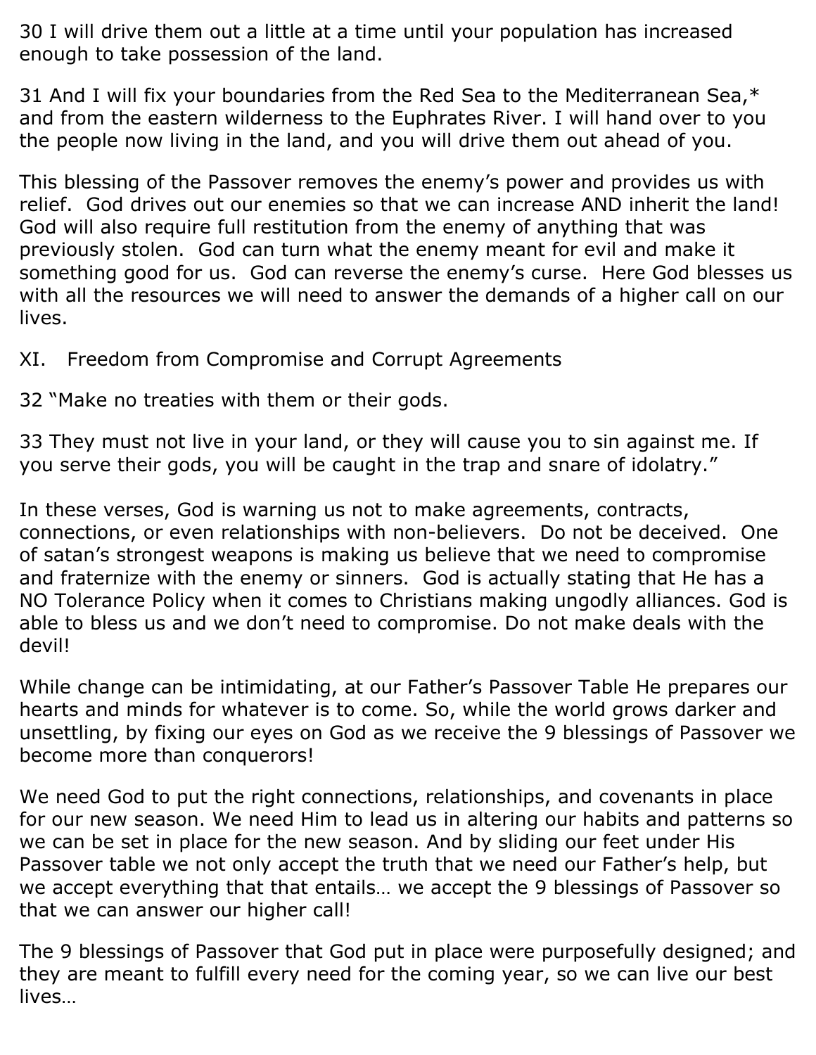30 I will drive them out a little at a time until your population has increased enough to take possession of the land.

31 And I will fix your boundaries from the Red Sea to the Mediterranean Sea,* and from the eastern wilderness to the Euphrates River. I will hand over to you the people now living in the land, and you will drive them out ahead of you.

This blessing of the Passover removes the enemy's power and provides us with relief. God drives out our enemies so that we can increase AND inherit the land! God will also require full restitution from the enemy of anything that was previously stolen. God can turn what the enemy meant for evil and make it something good for us. God can reverse the enemy's curse. Here God blesses us with all the resources we will need to answer the demands of a higher call on our lives.

XI. Freedom from Compromise and Corrupt Agreements

32 "Make no treaties with them or their gods.

33 They must not live in your land, or they will cause you to sin against me. If you serve their gods, you will be caught in the trap and snare of idolatry."

In these verses, God is warning us not to make agreements, contracts, connections, or even relationships with non-believers. Do not be deceived. One of satan's strongest weapons is making us believe that we need to compromise and fraternize with the enemy or sinners. God is actually stating that He has a NO Tolerance Policy when it comes to Christians making ungodly alliances. God is able to bless us and we don't need to compromise. Do not make deals with the devil!

While change can be intimidating, at our Father's Passover Table He prepares our hearts and minds for whatever is to come. So, while the world grows darker and unsettling, by fixing our eyes on God as we receive the 9 blessings of Passover we become more than conquerors!

We need God to put the right connections, relationships, and covenants in place for our new season. We need Him to lead us in altering our habits and patterns so we can be set in place for the new season. And by sliding our feet under His Passover table we not only accept the truth that we need our Father's help, but we accept everything that that entails… we accept the 9 blessings of Passover so that we can answer our higher call!

The 9 blessings of Passover that God put in place were purposefully designed; and they are meant to fulfill every need for the coming year, so we can live our best lives…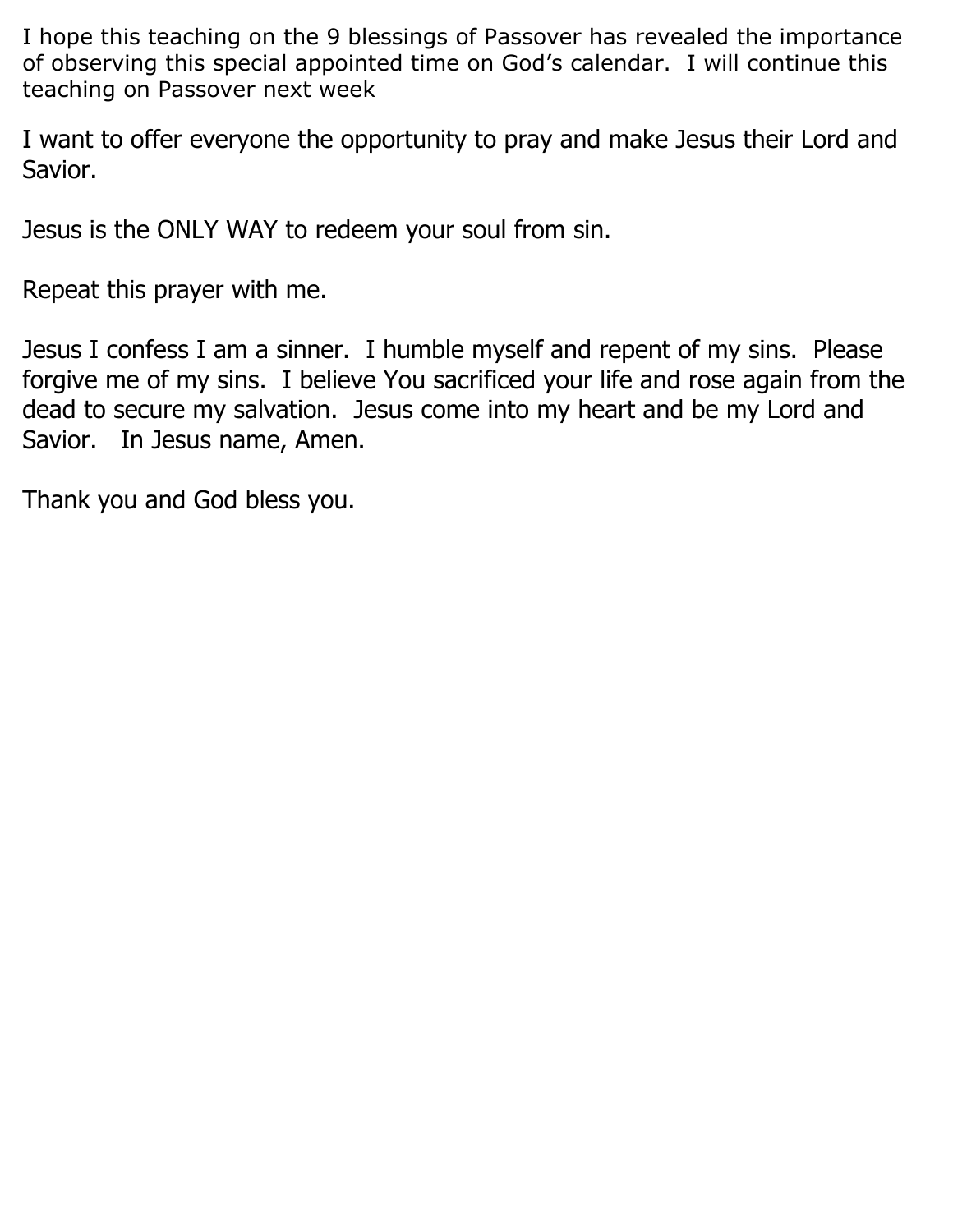I hope this teaching on the 9 blessings of Passover has revealed the importance of observing this special appointed time on God's calendar. I will continue this teaching on Passover next week

I want to offer everyone the opportunity to pray and make Jesus their Lord and Savior.

Jesus is the ONLY WAY to redeem your soul from sin.

Repeat this prayer with me.

Jesus I confess I am a sinner. I humble myself and repent of my sins. Please forgive me of my sins. I believe You sacrificed your life and rose again from the dead to secure my salvation. Jesus come into my heart and be my Lord and Savior. In Jesus name, Amen.

Thank you and God bless you.